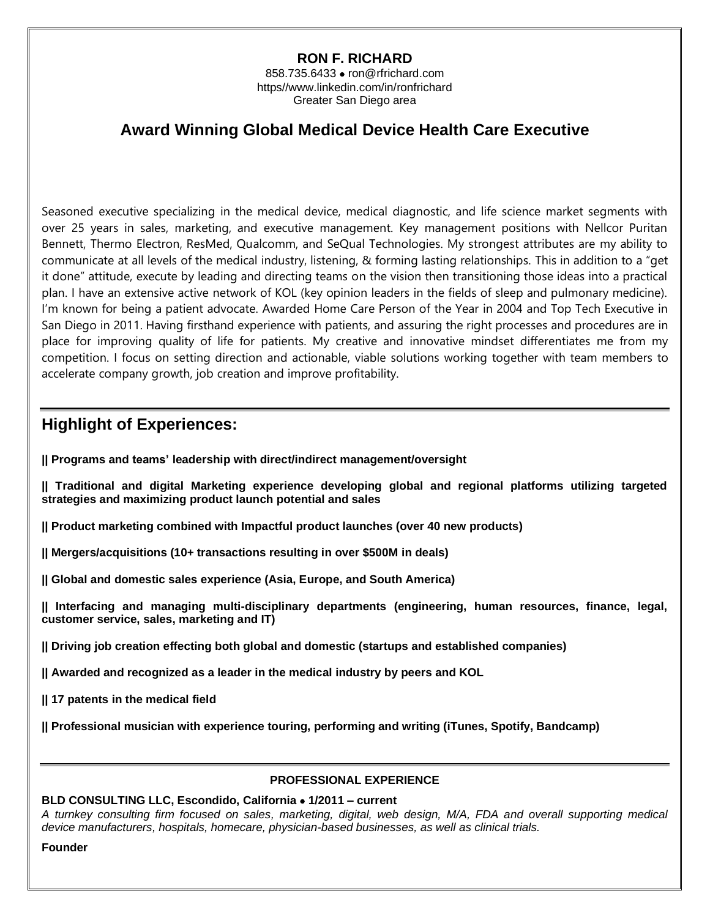# RON F. RICHARD

858.735.6433 • ron@rfrichard.com
https//www.linkedin.com/in/ronfrichard
Greater San Diego area

## Award Winning Global Medical Device Health Care Executive

Seasoned executive specializing in the medical device, medical diagnostic, and life science market segments with over 25 years in sales, marketing, and executive management. Key management positions with Nellcor Puritan Bennett, Thermo Electron, ResMed, Qualcomm, and SeQual Technologies. My strongest attributes are my ability to communicate at all levels of the medical industry, listening, & forming lasting relationships. This in addition to a "get it done" attitude, execute by leading and directing teams on the vision then transitioning those ideas into a practical plan. I have an extensive active network of KOL (key opinion leaders in the fields of sleep and pulmonary medicine). I'm known for being a patient advocate. Awarded Home Care Person of the Year in 2004 and Top Tech Executive in San Diego in 2011. Having firsthand experience with patients, and assuring the right processes and procedures are in place for improving quality of life for patients. My creative and innovative mindset differentiates me from my competition. I focus on setting direction and actionable, viable solutions working together with team members to accelerate company growth, job creation and improve profitability.

## Highlight of Experiences:

**|| Programs and teams' leadership with direct/indirect management/oversight**

**|| Traditional and digital Marketing experience developing global and regional platforms utilizing targeted strategies and maximizing product launch potential and sales**

**|| Product marketing combined with Impactful product launches (over 40 new products)**

**|| Mergers/acquisitions (10+ transactions resulting in over $500M in deals)**

**|| Global and domestic sales experience (Asia, Europe, and South America)**

**|| Interfacing and managing multi-disciplinary departments (engineering, human resources, finance, legal, customer service, sales, marketing and IT)**

**|| Driving job creation effecting both global and domestic (startups and established companies)**

**|| Awarded and recognized as a leader in the medical industry by peers and KOL**

**|| 17 patents in the medical field**

**|| Professional musician with experience touring, performing and writing (iTunes, Spotify, Bandcamp)**

### PROFESSIONAL EXPERIENCE

**BLD CONSULTING LLC, Escondido, California • 1/2011 – current**

*A turnkey consulting firm focused on sales, marketing, digital, web design, M/A, FDA and overall supporting medical device manufacturers, hospitals, homecare, physician-based businesses, as well as clinical trials.*

**Founder**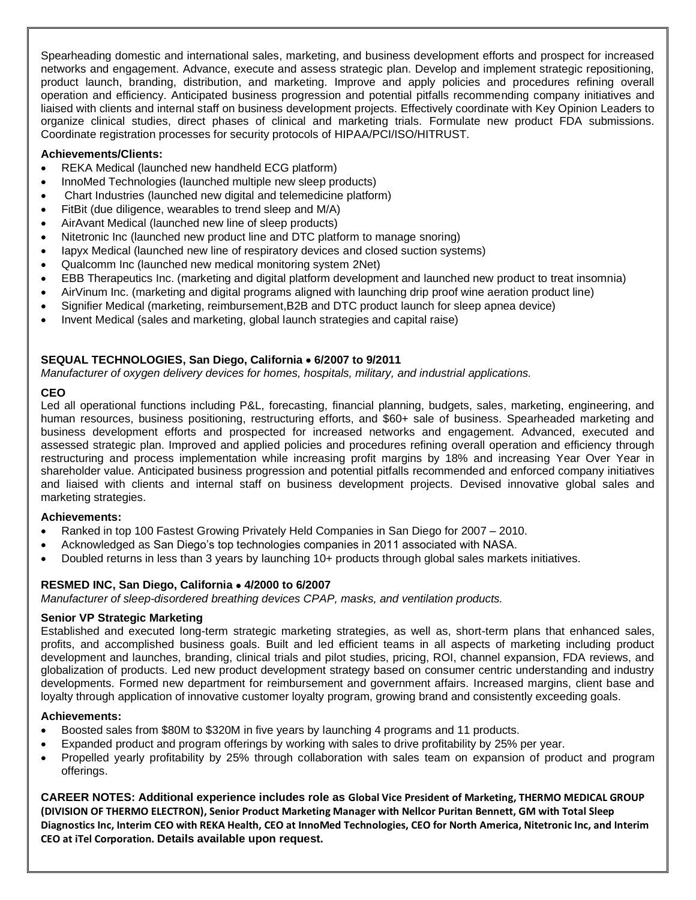Spearheading domestic and international sales, marketing, and business development efforts and prospect for increased networks and engagement. Advance, execute and assess strategic plan. Develop and implement strategic repositioning, product launch, branding, distribution, and marketing. Improve and apply policies and procedures refining overall operation and efficiency. Anticipated business progression and potential pitfalls recommending company initiatives and liaised with clients and internal staff on business development projects. Effectively coordinate with Key Opinion Leaders to organize clinical studies, direct phases of clinical and marketing trials. Formulate new product FDA submissions. Coordinate registration processes for security protocols of HIPAA/PCI/ISO/HITRUST.

**Achievements/Clients:**

- REKA Medical (launched new handheld ECG platform)
- InnoMed Technologies (launched multiple new sleep products)
- Chart Industries (launched new digital and telemedicine platform)
- FitBit (due diligence, wearables to trend sleep and M/A)
- AirAvant Medical (launched new line of sleep products)
- Nitetronic Inc (launched new product line and DTC platform to manage snoring)
- Iapyx Medical (launched new line of respiratory devices and closed suction systems)
- Qualcomm Inc (launched new medical monitoring system 2Net)
- EBB Therapeutics Inc. (marketing and digital platform development and launched new product to treat insomnia)
- AirVinum Inc. (marketing and digital programs aligned with launching drip proof wine aeration product line)
- Signifier Medical (marketing, reimbursement,B2B and DTC product launch for sleep apnea device)
- Invent Medical (sales and marketing, global launch strategies and capital raise)

**SEQUAL TECHNOLOGIES, San Diego, California • 6/2007 to 9/2011**

*Manufacturer of oxygen delivery devices for homes, hospitals, military, and industrial applications.*

**CEO**

Led all operational functions including P&L, forecasting, financial planning, budgets, sales, marketing, engineering, and human resources, business positioning, restructuring efforts, and $60+ sale of business. Spearheaded marketing and business development efforts and prospected for increased networks and engagement. Advanced, executed and assessed strategic plan. Improved and applied policies and procedures refining overall operation and efficiency through restructuring and process implementation while increasing profit margins by 18% and increasing Year Over Year in shareholder value. Anticipated business progression and potential pitfalls recommended and enforced company initiatives and liaised with clients and internal staff on business development projects. Devised innovative global sales and marketing strategies.

**Achievements:**

- Ranked in top 100 Fastest Growing Privately Held Companies in San Diego for 2007 – 2010.
- Acknowledged as San Diego's top technologies companies in 2011 associated with NASA.
- Doubled returns in less than 3 years by launching 10+ products through global sales markets initiatives.

**RESMED INC, San Diego, California • 4/2000 to 6/2007**

*Manufacturer of sleep-disordered breathing devices CPAP, masks, and ventilation products.*

**Senior VP Strategic Marketing**

Established and executed long-term strategic marketing strategies, as well as, short-term plans that enhanced sales, profits, and accomplished business goals. Built and led efficient teams in all aspects of marketing including product development and launches, branding, clinical trials and pilot studies, pricing, ROI, channel expansion, FDA reviews, and globalization of products. Led new product development strategy based on consumer centric understanding and industry developments. Formed new department for reimbursement and government affairs. Increased margins, client base and loyalty through application of innovative customer loyalty program, growing brand and consistently exceeding goals.

**Achievements:**

- Boosted sales from $80M to $320M in five years by launching 4 programs and 11 products.
- Expanded product and program offerings by working with sales to drive profitability by 25% per year.
- Propelled yearly profitability by 25% through collaboration with sales team on expansion of product and program offerings.

**CAREER NOTES: Additional experience includes role as Global Vice President of Marketing, THERMO MEDICAL GROUP (DIVISION OF THERMO ELECTRON), Senior Product Marketing Manager with Nellcor Puritan Bennett, GM with Total Sleep Diagnostics Inc, Interim CEO with REKA Health, CEO at InnoMed Technologies, CEO for North America, Nitetronic Inc, and Interim CEO at iTel Corporation. Details available upon request.**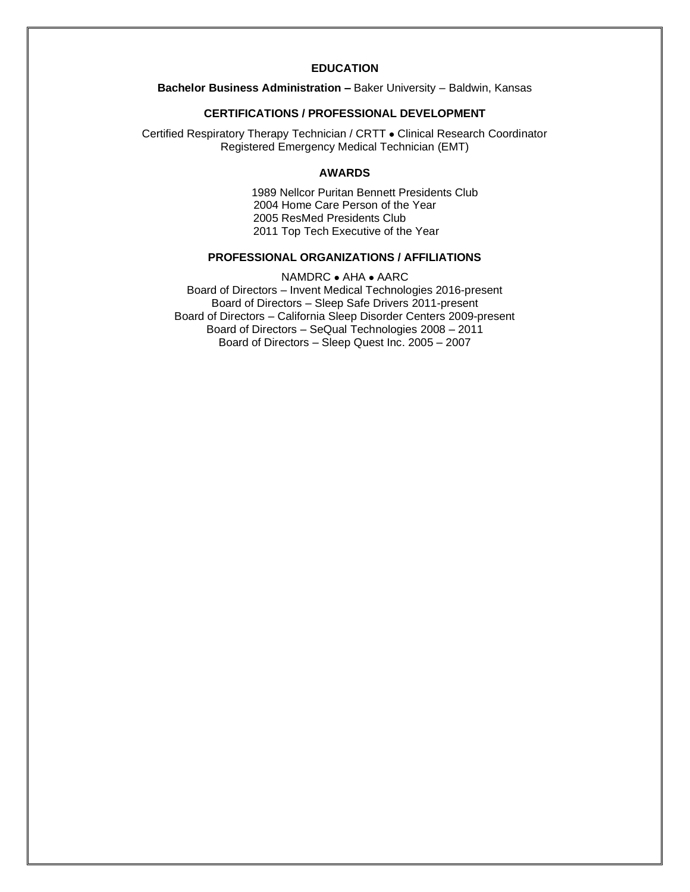## EDUCATION

**Bachelor Business Administration –** Baker University – Baldwin, Kansas

## CERTIFICATIONS / PROFESSIONAL DEVELOPMENT

Certified Respiratory Therapy Technician / CRTT • Clinical Research Coordinator
Registered Emergency Medical Technician (EMT)

## AWARDS

1989 Nellcor Puritan Bennett Presidents Club
2004 Home Care Person of the Year
2005 ResMed Presidents Club
2011 Top Tech Executive of the Year

## PROFESSIONAL ORGANIZATIONS / AFFILIATIONS

NAMDRC • AHA • AARC
Board of Directors – Invent Medical Technologies 2016-present
Board of Directors – Sleep Safe Drivers 2011-present
Board of Directors – California Sleep Disorder Centers 2009-present
Board of Directors – SeQual Technologies 2008 – 2011
Board of Directors – Sleep Quest Inc. 2005 – 2007